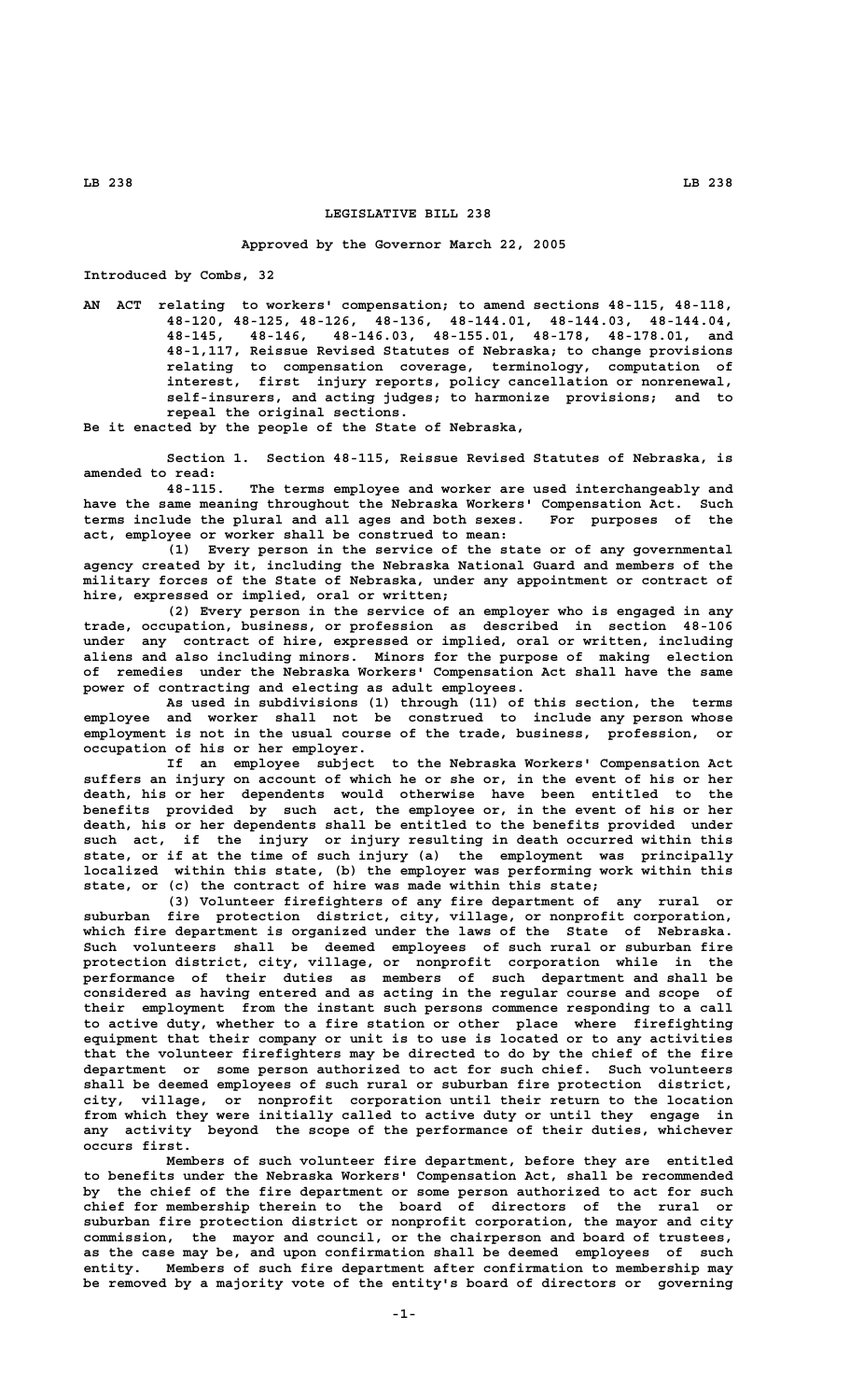# LEGISLATIVE BILL 238

Approved by the Governor March 22, 2005

Introduced by Combs, 32

AN ACT relating to workers' compensation; to amend sections 48-115, 48-118, 48-120, 48-125, 48-126, 48-136, 48-144.01, 48-144.03, 48-144.04, 48-145, 48-146, 48-146.03, 48-155.01, 48-178, 48-178.01, and 48-1,117, Reissue Revised Statutes of Nebraska; to change provisions relating to compensation coverage, terminology, computation of interest, first injury reports, policy cancellation or nonrenewal, self-insurers, and acting judges; to harmonize provisions; and to repeal the original sections.

Be it enacted by the people of the State of Nebraska,

Section 1. Section 48-115, Reissue Revised Statutes of Nebraska, is amended to read:

48-115. The terms employee and worker are used interchangeably and have the same meaning throughout the Nebraska Workers' Compensation Act. Such terms include the plural and all ages and both sexes. For purposes of the act, employee or worker shall be construed to mean:

(1) Every person in the service of the state or of any governmental agency created by it, including the Nebraska National Guard and members of the military forces of the State of Nebraska, under any appointment or contract of hire, expressed or implied, oral or written;

(2) Every person in the service of an employer who is engaged in any trade, occupation, business, or profession as described in section 48-106 under any contract of hire, expressed or implied, oral or written, including aliens and also including minors. Minors for the purpose of making election of remedies under the Nebraska Workers' Compensation Act shall have the same power of contracting and electing as adult employees.

As used in subdivisions (1) through (11) of this section, the terms employee and worker shall not be construed to include any person whose employment is not in the usual course of the trade, business, profession, or occupation of his or her employer.

If an employee subject to the Nebraska Workers' Compensation Act suffers an injury on account of which he or she or, in the event of his or her death, his or her dependents would otherwise have been entitled to the benefits provided by such act, the employee or, in the event of his or her death, his or her dependents shall be entitled to the benefits provided under such act, if the injury or injury resulting in death occurred within this state, or if at the time of such injury (a) the employment was principally localized within this state, (b) the employer was performing work within this state, or (c) the contract of hire was made within this state;

(3) Volunteer firefighters of any fire department of any rural or suburban fire protection district, city, village, or nonprofit corporation, which fire department is organized under the laws of the State of Nebraska. Such volunteers shall be deemed employees of such rural or suburban fire protection district, city, village, or nonprofit corporation while in the performance of their duties as members of such department and shall be considered as having entered and as acting in the regular course and scope of their employment from the instant such persons commence responding to a call to active duty, whether to a fire station or other place where firefighting equipment that their company or unit is to use is located or to any activities that the volunteer firefighters may be directed to do by the chief of the fire department or some person authorized to act for such chief. Such volunteers shall be deemed employees of such rural or suburban fire protection district, city, village, or nonprofit corporation until their return to the location from which they were initially called to active duty or until they engage in any activity beyond the scope of the performance of their duties, whichever occurs first.

Members of such volunteer fire department, before they are entitled to benefits under the Nebraska Workers' Compensation Act, shall be recommended by the chief of the fire department or some person authorized to act for such chief for membership therein to the board of directors of the rural or suburban fire protection district or nonprofit corporation, the mayor and city commission, the mayor and council, or the chairperson and board of trustees, as the case may be, and upon confirmation shall be deemed employees of such entity. Members of such fire department after confirmation to membership may be removed by a majority vote of the entity's board of directors or governing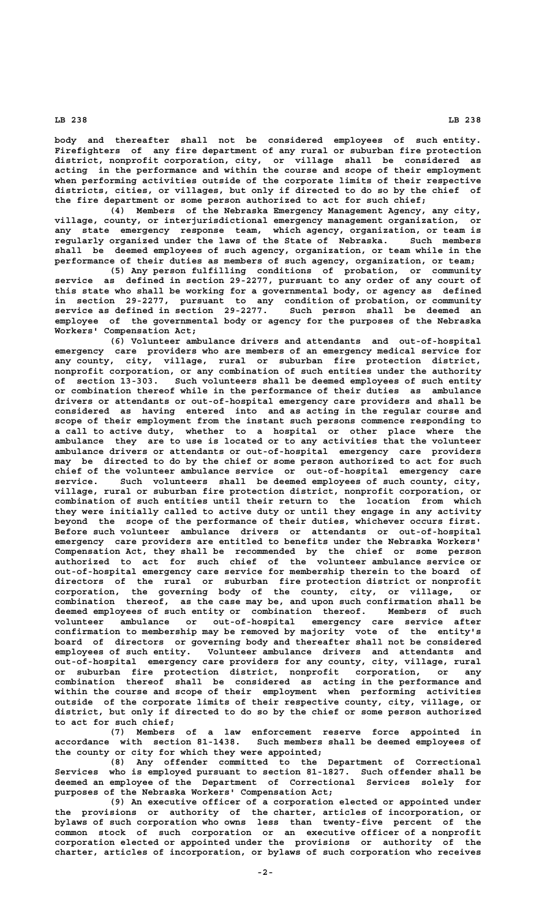body and thereafter shall not be considered employees of such entity. Firefighters of any fire department of any rural or suburban fire protection district, nonprofit corporation, city, or village shall be considered as acting in the performance and within the course and scope of their employment when performing activities outside of the corporate limits of their respective districts, cities, or villages, but only if directed to do so by the chief of the fire department or some person authorized to act for such chief;

(4) Members of the Nebraska Emergency Management Agency, any city, village, county, or interjurisdictional emergency management organization, or any state emergency response team, which agency, organization, or team is regularly organized under the laws of the State of Nebraska. Such members shall be deemed employees of such agency, organization, or team while in the performance of their duties as members of such agency, organization, or team;

(5) Any person fulfilling conditions of probation, or community service as defined in section 29-2277, pursuant to any order of any court of this state who shall be working for a governmental body, or agency as defined in section 29-2277, pursuant to any condition of probation, or community service as defined in section 29-2277. Such person shall be deemed an employee of the governmental body or agency for the purposes of the Nebraska Workers' Compensation Act;

(6) Volunteer ambulance drivers and attendants and out-of-hospital emergency care providers who are members of an emergency medical service for any county, city, village, rural or suburban fire protection district, nonprofit corporation, or any combination of such entities under the authority of section 13-303. Such volunteers shall be deemed employees of such entity or combination thereof while in the performance of their duties as ambulance drivers or attendants or out-of-hospital emergency care providers and shall be considered as having entered into and as acting in the regular course and scope of their employment from the instant such persons commence responding to a call to active duty, whether to a hospital or other place where the ambulance they are to use is located or to any activities that the volunteer ambulance drivers or attendants or out-of-hospital emergency care providers may be directed to do by the chief or some person authorized to act for such chief of the volunteer ambulance service or out-of-hospital emergency care service. Such volunteers shall be deemed employees of such county, city, village, rural or suburban fire protection district, nonprofit corporation, or combination of such entities until their return to the location from which they were initially called to active duty or until they engage in any activity beyond the scope of the performance of their duties, whichever occurs first. Before such volunteer ambulance drivers or attendants or out-of-hospital emergency care providers are entitled to benefits under the Nebraska Workers' Compensation Act, they shall be recommended by the chief or some person authorized to act for such chief of the volunteer ambulance service or out-of-hospital emergency care service for membership therein to the board of directors of the rural or suburban fire protection district or nonprofit corporation, the governing body of the county, city, or village, or combination thereof, as the case may be, and upon such confirmation shall be deemed employees of such entity or combination thereof. Members of such volunteer ambulance or out-of-hospital emergency care service after confirmation to membership may be removed by majority vote of the entity's board of directors or governing body and thereafter shall not be considered employees of such entity. Volunteer ambulance drivers and attendants and out-of-hospital emergency care providers for any county, city, village, rural or suburban fire protection district, nonprofit corporation, or any combination thereof shall be considered as acting in the performance and within the course and scope of their employment when performing activities outside of the corporate limits of their respective county, city, village, or district, but only if directed to do so by the chief or some person authorized to act for such chief;

(7) Members of a law enforcement reserve force appointed in accordance with section 81-1438. Such members shall be deemed employees of the county or city for which they were appointed;

(8) Any offender committed to the Department of Correctional Services who is employed pursuant to section 81-1827. Such offender shall be deemed an employee of the Department of Correctional Services solely for purposes of the Nebraska Workers' Compensation Act;

(9) An executive officer of a corporation elected or appointed under the provisions or authority of the charter, articles of incorporation, or bylaws of such corporation who owns less than twenty-five percent of the common stock of such corporation or an executive officer of a nonprofit corporation elected or appointed under the provisions or authority of the charter, articles of incorporation, or bylaws of such corporation who receives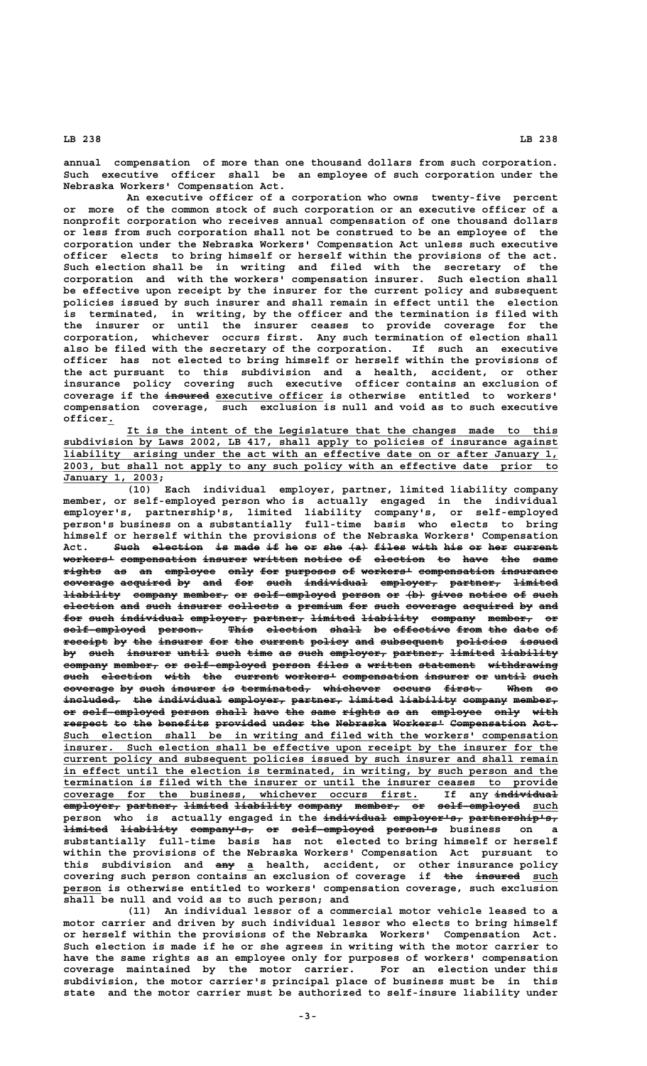annual compensation of more than one thousand dollars from such corporation. Such executive officer shall be an employee of such corporation under the Nebraska Workers' Compensation Act.

An executive officer of a corporation who owns twenty-five percent or more of the common stock of such corporation or an executive officer of a nonprofit corporation who receives annual compensation of one thousand dollars or less from such corporation shall not be construed to be an employee of the corporation under the Nebraska Workers' Compensation Act unless such executive officer elects to bring himself or herself within the provisions of the act. Such election shall be in writing and filed with the secretary of the corporation and with the workers' compensation insurer. Such election shall be effective upon receipt by the insurer for the current policy and subsequent policies issued by such insurer and shall remain in effect until the election is terminated, in writing, by the officer and the termination is filed with the insurer or until the insurer ceases to provide coverage for the corporation, whichever occurs first. Any such termination of election shall also be filed with the secretary of the corporation. If such an executive officer has not elected to bring himself or herself within the provisions of the act pursuant to this subdivision and a health, accident, or other insurance policy covering such executive officer contains an exclusion of coverage if the ~~insured~~ <u>executive officer</u> is otherwise entitled to workers' compensation coverage, such exclusion is null and void as to such executive officer<u>.</u>

<u>It is the intent of the Legislature that the changes made to this subdivision by Laws 2002, LB 417, shall apply to policies of insurance against liability arising under the act with an effective date on or after January 1, 2003, but shall not apply to any such policy with an effective date prior to January 1, 2003</u>;

(10) Each individual employer, partner, limited liability company member, or self-employed person who is actually engaged in the individual employer's, partnership's, limited liability company's, or self-employed person's business on a substantially full-time basis who elects to bring himself or herself within the provisions of the Nebraska Workers' Compensation Act. ~~Such election is made if he or she (a) files with his or her current workers' compensation insurer written notice of election to have the same rights as an employee only for purposes of workers' compensation insurance coverage acquired by and for such individual employer, partner, limited liability company member, or self-employed person or (b) gives notice of such election and such insurer collects a premium for such coverage acquired by and for such individual employer, partner, limited liability company member, or self-employed person. This election shall be effective from the date of receipt by the insurer for the current policy and subsequent policies issued by such insurer until such time as such employer, partner, limited liability company member, or self-employed person files a written statement withdrawing such election with the current workers' compensation insurer or until such coverage by such insurer is terminated, whichever occurs first. When so included, the individual employer, partner, limited liability company member, or self-employed person shall have the same rights as an employee only with respect to the benefits provided under the Nebraska Workers' Compensation Act.~~ <u>Such election shall be in writing and filed with the workers' compensation insurer. Such election shall be effective upon receipt by the insurer for the current policy and subsequent policies issued by such insurer and shall remain in effect until the election is terminated, in writing, by such person and the termination is filed with the insurer or until the insurer ceases to provide coverage for the business, whichever occurs first.</u> If any ~~individual employer, partner, limited liability company member, or self-employed~~ <u>such</u> person who is actually engaged in the ~~individual employer's, partnership's, limited liability company's, or self-employed person's~~ business on a substantially full-time basis has not elected to bring himself or herself within the provisions of the Nebraska Workers' Compensation Act pursuant to this subdivision and ~~any~~ <u>a</u> health, accident, or other insurance policy covering such person contains an exclusion of coverage if ~~the insured~~ <u>such person</u> is otherwise entitled to workers' compensation coverage, such exclusion shall be null and void as to such person; and

(11) An individual lessor of a commercial motor vehicle leased to a motor carrier and driven by such individual lessor who elects to bring himself or herself within the provisions of the Nebraska Workers' Compensation Act. Such election is made if he or she agrees in writing with the motor carrier to have the same rights as an employee only for purposes of workers' compensation coverage maintained by the motor carrier. For an election under this subdivision, the motor carrier's principal place of business must be in this state and the motor carrier must be authorized to self-insure liability under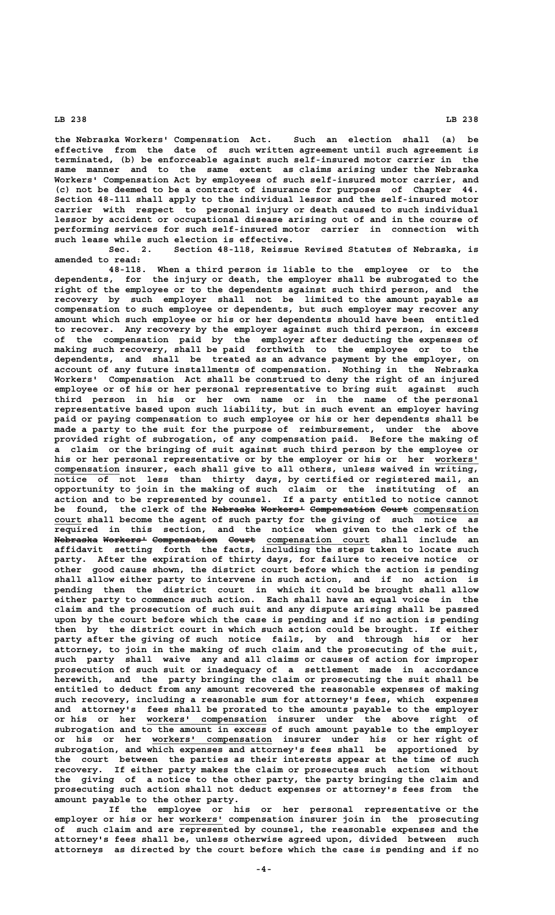the Nebraska Workers' Compensation Act. Such an election shall (a) be effective from the date of such written agreement until such agreement is terminated, (b) be enforceable against such self-insured motor carrier in the same manner and to the same extent as claims arising under the Nebraska Workers' Compensation Act by employees of such self-insured motor carrier, and (c) not be deemed to be a contract of insurance for purposes of Chapter 44. Section 48-111 shall apply to the individual lessor and the self-insured motor carrier with respect to personal injury or death caused to such individual lessor by accident or occupational disease arising out of and in the course of performing services for such self-insured motor carrier in connection with such lease while such election is effective.

Sec. 2. Section 48-118, Reissue Revised Statutes of Nebraska, is amended to read:

48-118. When a third person is liable to the employee or to the dependents, for the injury or death, the employer shall be subrogated to the right of the employee or to the dependents against such third person, and the recovery by such employer shall not be limited to the amount payable as compensation to such employee or dependents, but such employer may recover any amount which such employee or his or her dependents should have been entitled to recover. Any recovery by the employer against such third person, in excess of the compensation paid by the employer after deducting the expenses of making such recovery, shall be paid forthwith to the employee or to the dependents, and shall be treated as an advance payment by the employer, on account of any future installments of compensation. Nothing in the Nebraska Workers' Compensation Act shall be construed to deny the right of an injured employee or of his or her personal representative to bring suit against such third person in his or her own name or in the name of the personal representative based upon such liability, but in such event an employer having paid or paying compensation to such employee or his or her dependents shall be made a party to the suit for the purpose of reimbursement, under the above provided right of subrogation, of any compensation paid. Before the making of a claim or the bringing of suit against such third person by the employee or his or her personal representative or by the employer or his or her workers' compensation insurer, each shall give to all others, unless waived in writing, notice of not less than thirty days, by certified or registered mail, an opportunity to join in the making of such claim or the instituting of an action and to be represented by counsel. If a party entitled to notice cannot be found, the clerk of the ~~Nebraska Workers' Compensation Court~~ compensation court shall become the agent of such party for the giving of such notice as required in this section, and the notice when given to the clerk of the ~~Nebraska Workers' Compensation Court~~ compensation court shall include an affidavit setting forth the facts, including the steps taken to locate such party. After the expiration of thirty days, for failure to receive notice or other good cause shown, the district court before which the action is pending shall allow either party to intervene in such action, and if no action is pending then the district court in which it could be brought shall allow either party to commence such action. Each shall have an equal voice in the claim and the prosecution of such suit and any dispute arising shall be passed upon by the court before which the case is pending and if no action is pending then by the district court in which such action could be brought. If either party after the giving of such notice fails, by and through his or her attorney, to join in the making of such claim and the prosecuting of the suit, such party shall waive any and all claims or causes of action for improper prosecution of such suit or inadequacy of a settlement made in accordance herewith, and the party bringing the claim or prosecuting the suit shall be entitled to deduct from any amount recovered the reasonable expenses of making such recovery, including a reasonable sum for attorney's fees, which expenses and attorney's fees shall be prorated to the amounts payable to the employer or his or her workers' compensation insurer under the above right of subrogation and to the amount in excess of such amount payable to the employer or his or her workers' compensation insurer under his or her right of subrogation, and which expenses and attorney's fees shall be apportioned by the court between the parties as their interests appear at the time of such recovery. If either party makes the claim or prosecutes such action without the giving of a notice to the other party, the party bringing the claim and prosecuting such action shall not deduct expenses or attorney's fees from the amount payable to the other party.

If the employee or his or her personal representative or the employer or his or her workers' compensation insurer join in the prosecuting of such claim and are represented by counsel, the reasonable expenses and the attorney's fees shall be, unless otherwise agreed upon, divided between such attorneys as directed by the court before which the case is pending and if no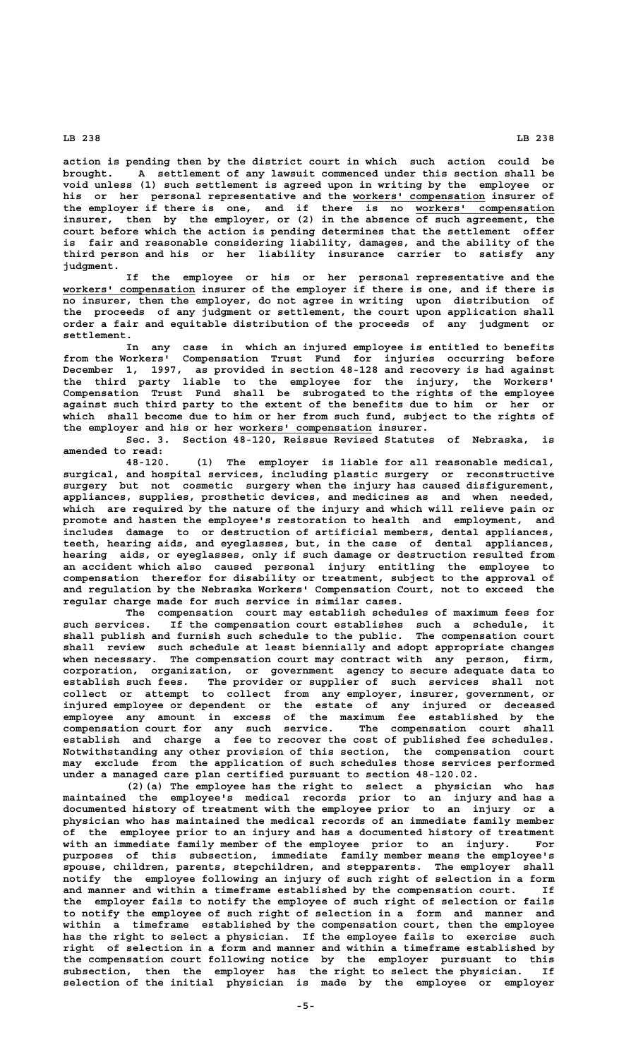action is pending then by the district court in which such action could be brought. A settlement of any lawsuit commenced under this section shall be void unless (1) such settlement is agreed upon in writing by the employee or his or her personal representative and the workers' compensation insurer of the employer if there is one, and if there is no workers' compensation insurer, then by the employer, or (2) in the absence of such agreement, the court before which the action is pending determines that the settlement offer is fair and reasonable considering liability, damages, and the ability of the third person and his or her liability insurance carrier to satisfy any judgment.

If the employee or his or her personal representative and the workers' compensation insurer of the employer if there is one, and if there is no insurer, then the employer, do not agree in writing upon distribution of the proceeds of any judgment or settlement, the court upon application shall order a fair and equitable distribution of the proceeds of any judgment or settlement.

In any case in which an injured employee is entitled to benefits from the Workers' Compensation Trust Fund for injuries occurring before December 1, 1997, as provided in section 48-128 and recovery is had against the third party liable to the employee for the injury, the Workers' Compensation Trust Fund shall be subrogated to the rights of the employee against such third party to the extent of the benefits due to him or her or which shall become due to him or her from such fund, subject to the rights of the employer and his or her workers' compensation insurer.

Sec. 3. Section 48-120, Reissue Revised Statutes of Nebraska, is amended to read:

48-120. (1) The employer is liable for all reasonable medical, surgical, and hospital services, including plastic surgery or reconstructive surgery but not cosmetic surgery when the injury has caused disfigurement, appliances, supplies, prosthetic devices, and medicines as and when needed, which are required by the nature of the injury and which will relieve pain or promote and hasten the employee's restoration to health and employment, and includes damage to or destruction of artificial members, dental appliances, teeth, hearing aids, and eyeglasses, but, in the case of dental appliances, hearing aids, or eyeglasses, only if such damage or destruction resulted from an accident which also caused personal injury entitling the employee to compensation therefor for disability or treatment, subject to the approval of and regulation by the Nebraska Workers' Compensation Court, not to exceed the regular charge made for such service in similar cases.

The compensation court may establish schedules of maximum fees for such services. If the compensation court establishes such a schedule, it shall publish and furnish such schedule to the public. The compensation court shall review such schedule at least biennially and adopt appropriate changes when necessary. The compensation court may contract with any person, firm, corporation, organization, or government agency to secure adequate data to establish such fees. The provider or supplier of such services shall not collect or attempt to collect from any employer, insurer, government, or injured employee or dependent or the estate of any injured or deceased employee any amount in excess of the maximum fee established by the compensation court for any such service. The compensation court shall establish and charge a fee to recover the cost of published fee schedules. Notwithstanding any other provision of this section, the compensation court may exclude from the application of such schedules those services performed under a managed care plan certified pursuant to section 48-120.02.

(2)(a) The employee has the right to select a physician who has maintained the employee's medical records prior to an injury and has a documented history of treatment with the employee prior to an injury or a physician who has maintained the medical records of an immediate family member of the employee prior to an injury and has a documented history of treatment with an immediate family member of the employee prior to an injury. For purposes of this subsection, immediate family member means the employee's spouse, children, parents, stepchildren, and stepparents. The employer shall notify the employee following an injury of such right of selection in a form and manner and within a timeframe established by the compensation court. If the employer fails to notify the employee of such right of selection or fails to notify the employee of such right of selection in a form and manner and within a timeframe established by the compensation court, then the employee has the right to select a physician. If the employee fails to exercise such right of selection in a form and manner and within a timeframe established by the compensation court following notice by the employer pursuant to this subsection, then the employer has the right to select the physician. If selection of the initial physician is made by the employee or employer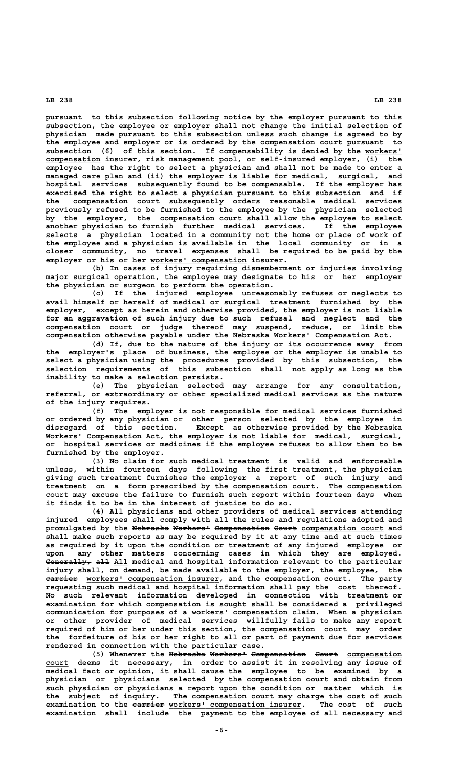pursuant to this subsection following notice by the employer pursuant to this subsection, the employee or employer shall not change the initial selection of physician made pursuant to this subsection unless such change is agreed to by the employee and employer or is ordered by the compensation court pursuant to subsection (6) of this section. If compensability is denied by the workers' compensation insurer, risk management pool, or self-insured employer, (i) the employee has the right to select a physician and shall not be made to enter a managed care plan and (ii) the employer is liable for medical, surgical, and hospital services subsequently found to be compensable. If the employer has exercised the right to select a physician pursuant to this subsection and if the compensation court subsequently orders reasonable medical services previously refused to be furnished to the employee by the physician selected by the employer, the compensation court shall allow the employee to select another physician to furnish further medical services. If the employee selects a physician located in a community not the home or place of work of the employee and a physician is available in the local community or in a closer community, no travel expenses shall be required to be paid by the employer or his or her workers' compensation insurer.

(b) In cases of injury requiring dismemberment or injuries involving major surgical operation, the employee may designate to his or her employer the physician or surgeon to perform the operation.

(c) If the injured employee unreasonably refuses or neglects to avail himself or herself of medical or surgical treatment furnished by the employer, except as herein and otherwise provided, the employer is not liable for an aggravation of such injury due to such refusal and neglect and the compensation court or judge thereof may suspend, reduce, or limit the compensation otherwise payable under the Nebraska Workers' Compensation Act.

(d) If, due to the nature of the injury or its occurrence away from the employer's place of business, the employee or the employer is unable to select a physician using the procedures provided by this subsection, the selection requirements of this subsection shall not apply as long as the inability to make a selection persists.

(e) The physician selected may arrange for any consultation, referral, or extraordinary or other specialized medical services as the nature of the injury requires.

(f) The employer is not responsible for medical services furnished or ordered by any physician or other person selected by the employee in disregard of this section. Except as otherwise provided by the Nebraska Workers' Compensation Act, the employer is not liable for medical, surgical, or hospital services or medicines if the employee refuses to allow them to be furnished by the employer.

(3) No claim for such medical treatment is valid and enforceable unless, within fourteen days following the first treatment, the physician giving such treatment furnishes the employer a report of such injury and treatment on a form prescribed by the compensation court. The compensation court may excuse the failure to furnish such report within fourteen days when it finds it to be in the interest of justice to do so.

(4) All physicians and other providers of medical services attending injured employees shall comply with all the rules and regulations adopted and promulgated by the ~~Nebraska Workers' Compensation Court~~ compensation court and shall make such reports as may be required by it at any time and at such times as required by it upon the condition or treatment of any injured employee or upon any other matters concerning cases in which they are employed. ~~Generally, all~~ All medical and hospital information relevant to the particular injury shall, on demand, be made available to the employer, the employee, the ~~carrier~~ workers' compensation insurer, and the compensation court. The party requesting such medical and hospital information shall pay the cost thereof. No such relevant information developed in connection with treatment or examination for which compensation is sought shall be considered a privileged communication for purposes of a workers' compensation claim. When a physician or other provider of medical services willfully fails to make any report required of him or her under this section, the compensation court may order the forfeiture of his or her right to all or part of payment due for services rendered in connection with the particular case.

(5) Whenever the ~~Nebraska Workers' Compensation Court~~ compensation court deems it necessary, in order to assist it in resolving any issue of medical fact or opinion, it shall cause the employee to be examined by a physician or physicians selected by the compensation court and obtain from such physician or physicians a report upon the condition or matter which is the subject of inquiry. The compensation court may charge the cost of such examination to the ~~carrier~~ workers' compensation insurer. The cost of such examination shall include the payment to the employee of all necessary and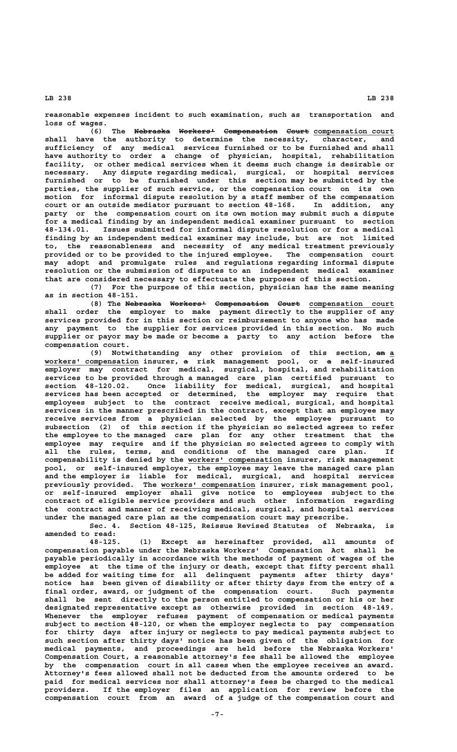reasonable expenses incident to such examination, such as transportation and loss of wages.

(6) The ~~Nebraska Workers' Compensation Court~~ compensation court shall have the authority to determine the necessity, character, and sufficiency of any medical services furnished or to be furnished and shall have authority to order a change of physician, hospital, rehabilitation facility, or other medical services when it deems such change is desirable or necessary. Any dispute regarding medical, surgical, or hospital services furnished or to be furnished under this section may be submitted by the parties, the supplier of such service, or the compensation court on its own motion for informal dispute resolution by a staff member of the compensation court or an outside mediator pursuant to section 48-168. In addition, any party or the compensation court on its own motion may submit such a dispute for a medical finding by an independent medical examiner pursuant to section 48-134.01. Issues submitted for informal dispute resolution or for a medical finding by an independent medical examiner may include, but are not limited to, the reasonableness and necessity of any medical treatment previously provided or to be provided to the injured employee. The compensation court may adopt and promulgate rules and regulations regarding informal dispute resolution or the submission of disputes to an independent medical examiner that are considered necessary to effectuate the purposes of this section.

(7) For the purpose of this section, physician has the same meaning as in section 48-151.

(8) The ~~Nebraska Workers' Compensation Court~~ compensation court shall order the employer to make payment directly to the supplier of any services provided for in this section or reimbursement to anyone who has made any payment to the supplier for services provided in this section. No such supplier or payor may be made or become a party to any action before the compensation court.

(9) Notwithstanding any other provision of this section, ~~an~~ a workers' compensation insurer, ~~a~~ risk management pool, or ~~a~~ self-insured employer may contract for medical, surgical, hospital, and rehabilitation services to be provided through a managed care plan certified pursuant to section 48-120.02. Once liability for medical, surgical, and hospital services has been accepted or determined, the employer may require that employees subject to the contract receive medical, surgical, and hospital services in the manner prescribed in the contract, except that an employee may receive services from a physician selected by the employee pursuant to subsection (2) of this section if the physician so selected agrees to refer the employee to the managed care plan for any other treatment that the employee may require and if the physician so selected agrees to comply with all the rules, terms, and conditions of the managed care plan. If compensability is denied by the workers' compensation insurer, risk management pool, or self-insured employer, the employee may leave the managed care plan and the employer is liable for medical, surgical, and hospital services previously provided. The workers' compensation insurer, risk management pool, or self-insured employer shall give notice to employees subject to the contract of eligible service providers and such other information regarding the contract and manner of receiving medical, surgical, and hospital services under the managed care plan as the compensation court may prescribe.

Sec. 4. Section 48-125, Reissue Revised Statutes of Nebraska, is amended to read:

48-125. (1) Except as hereinafter provided, all amounts of compensation payable under the Nebraska Workers' Compensation Act shall be payable periodically in accordance with the methods of payment of wages of the employee at the time of the injury or death, except that fifty percent shall be added for waiting time for all delinquent payments after thirty days' notice has been given of disability or after thirty days from the entry of a final order, award, or judgment of the compensation court. Such payments shall be sent directly to the person entitled to compensation or his or her designated representative except as otherwise provided in section 48-149. Whenever the employer refuses payment of compensation or medical payments subject to section 48-120, or when the employer neglects to pay compensation for thirty days after injury or neglects to pay medical payments subject to such section after thirty days' notice has been given of the obligation for medical payments, and proceedings are held before the Nebraska Workers' Compensation Court, a reasonable attorney's fee shall be allowed the employee by the compensation court in all cases when the employee receives an award. Attorney's fees allowed shall not be deducted from the amounts ordered to be paid for medical services nor shall attorney's fees be charged to the medical providers. If the employer files an application for review before the compensation court from an award of a judge of the compensation court and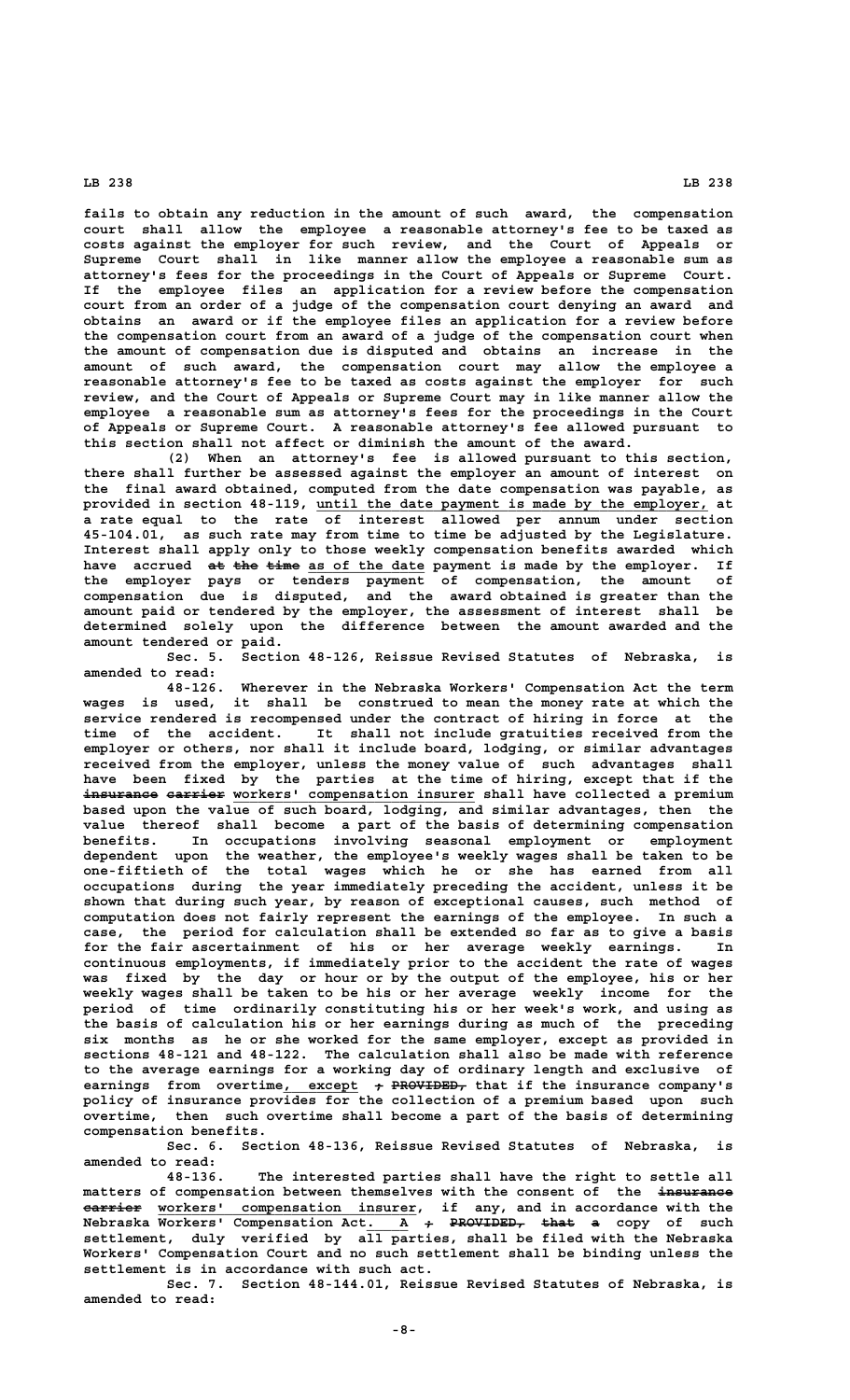fails to obtain any reduction in the amount of such award, the compensation court shall allow the employee a reasonable attorney's fee to be taxed as costs against the employer for such review, and the Court of Appeals or Supreme Court shall in like manner allow the employee a reasonable sum as attorney's fees for the proceedings in the Court of Appeals or Supreme Court. If the employee files an application for a review before the compensation court from an order of a judge of the compensation court denying an award and obtains an award or if the employee files an application for a review before the compensation court from an award of a judge of the compensation court when the amount of compensation due is disputed and obtains an increase in the amount of such award, the compensation court may allow the employee a reasonable attorney's fee to be taxed as costs against the employer for such review, and the Court of Appeals or Supreme Court may in like manner allow the employee a reasonable sum as attorney's fees for the proceedings in the Court of Appeals or Supreme Court. A reasonable attorney's fee allowed pursuant to this section shall not affect or diminish the amount of the award.

(2) When an attorney's fee is allowed pursuant to this section, there shall further be assessed against the employer an amount of interest on the final award obtained, computed from the date compensation was payable, as provided in section 48-119, until the date payment is made by the employer, at a rate equal to the rate of interest allowed per annum under section 45-104.01, as such rate may from time to time be adjusted by the Legislature. Interest shall apply only to those weekly compensation benefits awarded which have accrued ~~at the time~~ as of the date payment is made by the employer. If the employer pays or tenders payment of compensation, the amount of compensation due is disputed, and the award obtained is greater than the amount paid or tendered by the employer, the assessment of interest shall be determined solely upon the difference between the amount awarded and the amount tendered or paid.

Sec. 5. Section 48-126, Reissue Revised Statutes of Nebraska, is amended to read:

48-126. Wherever in the Nebraska Workers' Compensation Act the term wages is used, it shall be construed to mean the money rate at which the service rendered is recompensed under the contract of hiring in force at the time of the accident. It shall not include gratuities received from the employer or others, nor shall it include board, lodging, or similar advantages received from the employer, unless the money value of such advantages shall have been fixed by the parties at the time of hiring, except that if the ~~insurance carrier~~ workers' compensation insurer shall have collected a premium based upon the value of such board, lodging, and similar advantages, then the value thereof shall become a part of the basis of determining compensation benefits. In occupations involving seasonal employment or employment dependent upon the weather, the employee's weekly wages shall be taken to be one-fiftieth of the total wages which he or she has earned from all occupations during the year immediately preceding the accident, unless it be shown that during such year, by reason of exceptional causes, such method of computation does not fairly represent the earnings of the employee. In such a case, the period for calculation shall be extended so far as to give a basis for the fair ascertainment of his or her average weekly earnings. In continuous employments, if immediately prior to the accident the rate of wages was fixed by the day or hour or by the output of the employee, his or her weekly wages shall be taken to be his or her average weekly income for the period of time ordinarily constituting his or her week's work, and using as the basis of calculation his or her earnings during as much of the preceding six months as he or she worked for the same employer, except as provided in sections 48-121 and 48-122. The calculation shall also be made with reference to the average earnings for a working day of ordinary length and exclusive of earnings from overtime, except ~~; PROVIDED,~~ that if the insurance company's policy of insurance provides for the collection of a premium based upon such overtime, then such overtime shall become a part of the basis of determining compensation benefits.

Sec. 6. Section 48-136, Reissue Revised Statutes of Nebraska, is amended to read:

48-136. The interested parties shall have the right to settle all matters of compensation between themselves with the consent of the ~~insurance carrier~~ workers' compensation insurer, if any, and in accordance with the Nebraska Workers' Compensation Act. A ~~; PROVIDED, that a~~ copy of such settlement, duly verified by all parties, shall be filed with the Nebraska Workers' Compensation Court and no such settlement shall be binding unless the settlement is in accordance with such act.

Sec. 7. Section 48-144.01, Reissue Revised Statutes of Nebraska, is amended to read: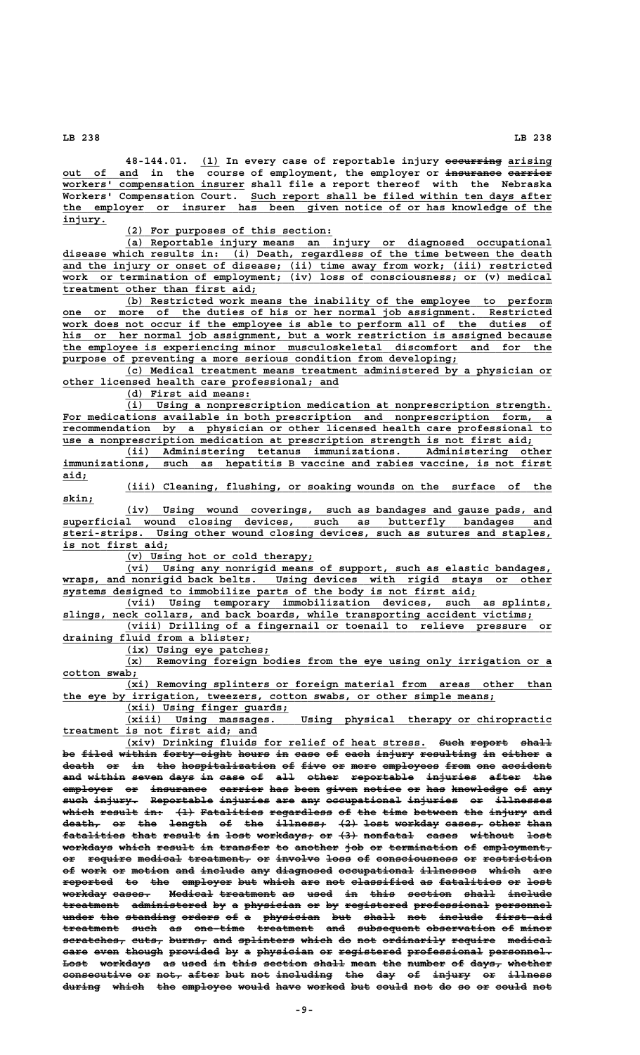48-144.01. (1) In every case of reportable injury ~~occurring~~ arising out of and in the course of employment, the employer or ~~insurance carrier~~ workers' compensation insurer shall file a report thereof with the Nebraska Workers' Compensation Court. Such report shall be filed within ten days after the employer or insurer has been given notice of or has knowledge of the injury.

(2) For purposes of this section:

(a) Reportable injury means an injury or diagnosed occupational disease which results in: (i) Death, regardless of the time between the death and the injury or onset of disease; (ii) time away from work; (iii) restricted work or termination of employment; (iv) loss of consciousness; or (v) medical treatment other than first aid;

(b) Restricted work means the inability of the employee to perform one or more of the duties of his or her normal job assignment. Restricted work does not occur if the employee is able to perform all of the duties of his or her normal job assignment, but a work restriction is assigned because the employee is experiencing minor musculoskeletal discomfort and for the purpose of preventing a more serious condition from developing;

(c) Medical treatment means treatment administered by a physician or other licensed health care professional; and

(d) First aid means:

(i) Using a nonprescription medication at nonprescription strength. For medications available in both prescription and nonprescription form, a recommendation by a physician or other licensed health care professional to use a nonprescription medication at prescription strength is not first aid;

(ii) Administering tetanus immunizations. Administering other immunizations, such as hepatitis B vaccine and rabies vaccine, is not first aid;

(iii) Cleaning, flushing, or soaking wounds on the surface of the skin;

(iv) Using wound coverings, such as bandages and gauze pads, and superficial wound closing devices, such as butterfly bandages and steri-strips. Using other wound closing devices, such as sutures and staples, is not first aid;

(v) Using hot or cold therapy;

(vi) Using any nonrigid means of support, such as elastic bandages, wraps, and nonrigid back belts. Using devices with rigid stays or other systems designed to immobilize parts of the body is not first aid;

(vii) Using temporary immobilization devices, such as splints, slings, neck collars, and back boards, while transporting accident victims;

(viii) Drilling of a fingernail or toenail to relieve pressure or draining fluid from a blister;

(ix) Using eye patches;

(x) Removing foreign bodies from the eye using only irrigation or a cotton swab;

(xi) Removing splinters or foreign material from areas other than the eye by irrigation, tweezers, cotton swabs, or other simple means;

(xii) Using finger guards;

(xiii) Using massages. Using physical therapy or chiropractic treatment is not first aid; and

(xiv) Drinking fluids for relief of heat stress. ~~Such report shall be filed within forty-eight hours in case of each injury resulting in either a death or in the hospitalization of five or more employees from one accident and within seven days in case of all other reportable injuries after the employer or insurance carrier has been given notice or has knowledge of any such injury. Reportable injuries are any occupational injuries or illnesses which result in: (1) Fatalities regardless of the time between the injury and death, or the length of the illness; (2) lost workday cases, other than fatalities that result in lost workdays; or (3) nonfatal cases without lost workdays which result in transfer to another job or termination of employment, or require medical treatment, or involve loss of consciousness or restriction of work or motion and include any diagnosed occupational illnesses which are reported to the employer but which are not classified as fatalities or lost workday cases. Medical treatment as used in this section shall include treatment administered by a physician or by registered professional personnel under the standing orders of a physician but shall not include first-aid treatment such as one-time treatment and subsequent observation of minor scratches, cuts, burns, and splinters which do not ordinarily require medical care even though provided by a physician or registered professional personnel. Lost workdays as used in this section shall mean the number of days, whether consecutive or not, after but not including the day of injury or illness during which the employee would have worked but could not do so or could not~~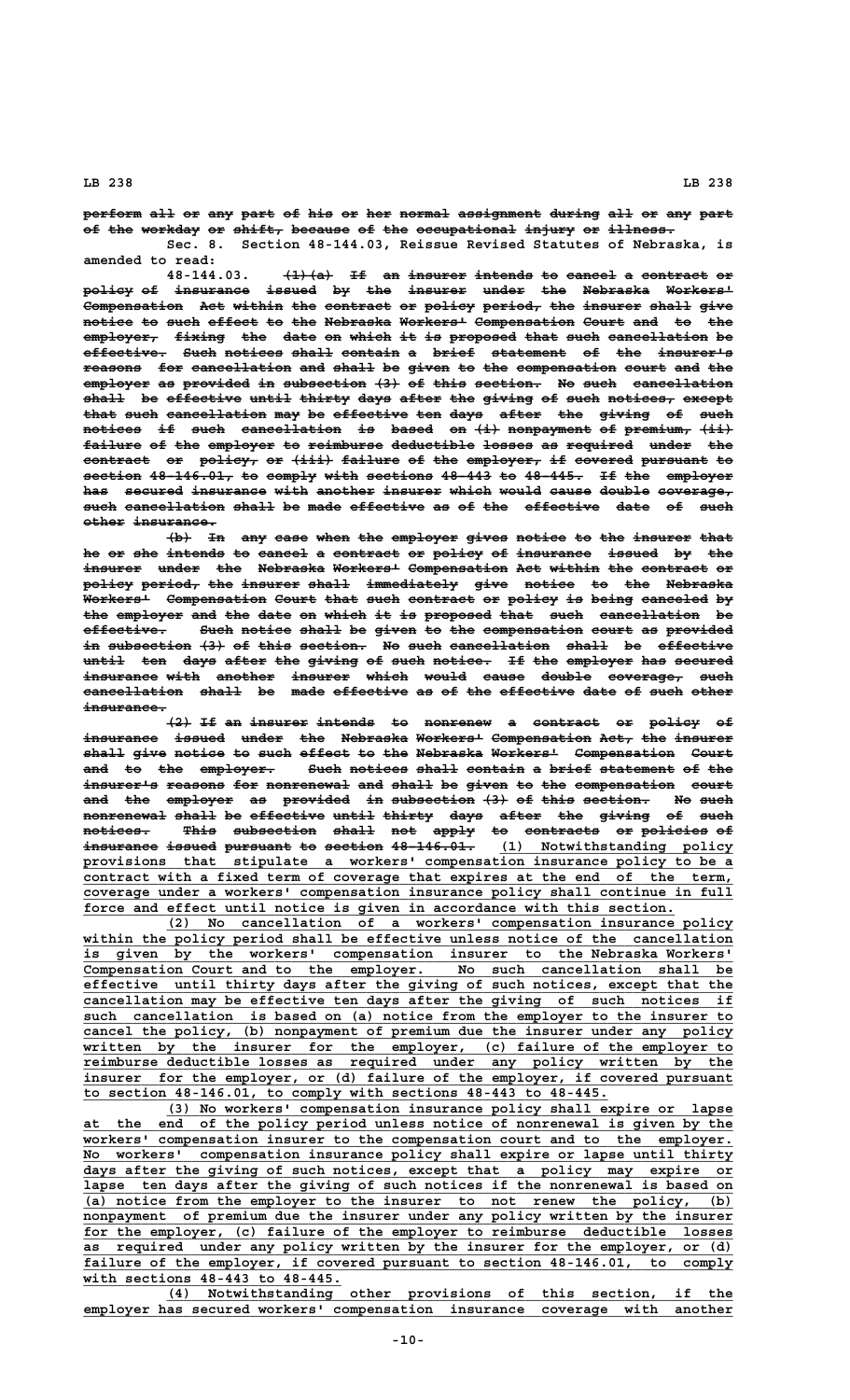perform all or any part of his or her normal assignment during all or any part of the workday or shift, because of the occupational injury or illness.

Sec. 8. Section 48-144.03, Reissue Revised Statutes of Nebraska, is amended to read:

48-144.03. (1)(a) If an insurer intends to cancel a contract or policy of insurance issued by the insurer under the Nebraska Workers' Compensation Act within the contract or policy period, the insurer shall give notice to such effect to the Nebraska Workers' Compensation Court and to the employer, fixing the date on which it is proposed that such cancellation be effective. Such notices shall contain a brief statement of the insurer's reasons for cancellation and shall be given to the compensation court and the employer as provided in subsection (3) of this section. No such cancellation shall be effective until thirty days after the giving of such notices, except that such cancellation may be effective ten days after the giving of such notices if such cancellation is based on (i) nonpayment of premium, (ii) failure of the employer to reimburse deductible losses as required under the contract or policy, or (iii) failure of the employer, if covered pursuant to section 48-146.01, to comply with sections 48-443 to 48-445. If the employer has secured insurance with another insurer which would cause double coverage, such cancellation shall be made effective as of the effective date of such other insurance.

(b) In any case when the employer gives notice to the insurer that he or she intends to cancel a contract or policy of insurance issued by the insurer under the Nebraska Workers' Compensation Act within the contract or policy period, the insurer shall immediately give notice to the Nebraska Workers' Compensation Court that such contract or policy is being canceled by the employer and the date on which it is proposed that such cancellation be effective. Such notice shall be given to the compensation court as provided in subsection (3) of this section. No such cancellation shall be effective until ten days after the giving of such notice. If the employer has secured insurance with another insurer which would cause double coverage, such cancellation shall be made effective as of the effective date of such other insurance.

(2) If an insurer intends to nonrenew a contract or policy of insurance issued under the Nebraska Workers' Compensation Act, the insurer shall give notice to such effect to the Nebraska Workers' Compensation Court and to the employer. Such notices shall contain a brief statement of the insurer's reasons for nonrenewal and shall be given to the compensation court and the employer as provided in subsection (3) of this section. No such nonrenewal shall be effective until thirty days after the giving of such notices. This subsection shall not apply to contracts or policies of insurance issued pursuant to section 48-146.01. (1) Notwithstanding policy provisions that stipulate a workers' compensation insurance policy to be a contract with a fixed term of coverage that expires at the end of the term, coverage under a workers' compensation insurance policy shall continue in full force and effect until notice is given in accordance with this section.

(2) No cancellation of a workers' compensation insurance policy within the policy period shall be effective unless notice of the cancellation is given by the workers' compensation insurer to the Nebraska Workers' Compensation Court and to the employer. No such cancellation shall be effective until thirty days after the giving of such notices, except that the cancellation may be effective ten days after the giving of such notices if such cancellation is based on (a) notice from the employer to the insurer to cancel the policy, (b) nonpayment of premium due the insurer under any policy written by the insurer for the employer, (c) failure of the employer to reimburse deductible losses as required under any policy written by the insurer for the employer, or (d) failure of the employer, if covered pursuant to section 48-146.01, to comply with sections 48-443 to 48-445.

(3) No workers' compensation insurance policy shall expire or lapse at the end of the policy period unless notice of nonrenewal is given by the workers' compensation insurer to the compensation court and to the employer. No workers' compensation insurance policy shall expire or lapse until thirty days after the giving of such notices, except that a policy may expire or lapse ten days after the giving of such notices if the nonrenewal is based on (a) notice from the employer to the insurer to not renew the policy, (b) nonpayment of premium due the insurer under any policy written by the insurer for the employer, (c) failure of the employer to reimburse deductible losses as required under any policy written by the insurer for the employer, or (d) failure of the employer, if covered pursuant to section 48-146.01, to comply with sections 48-443 to 48-445.

(4) Notwithstanding other provisions of this section, if the employer has secured workers' compensation insurance coverage with another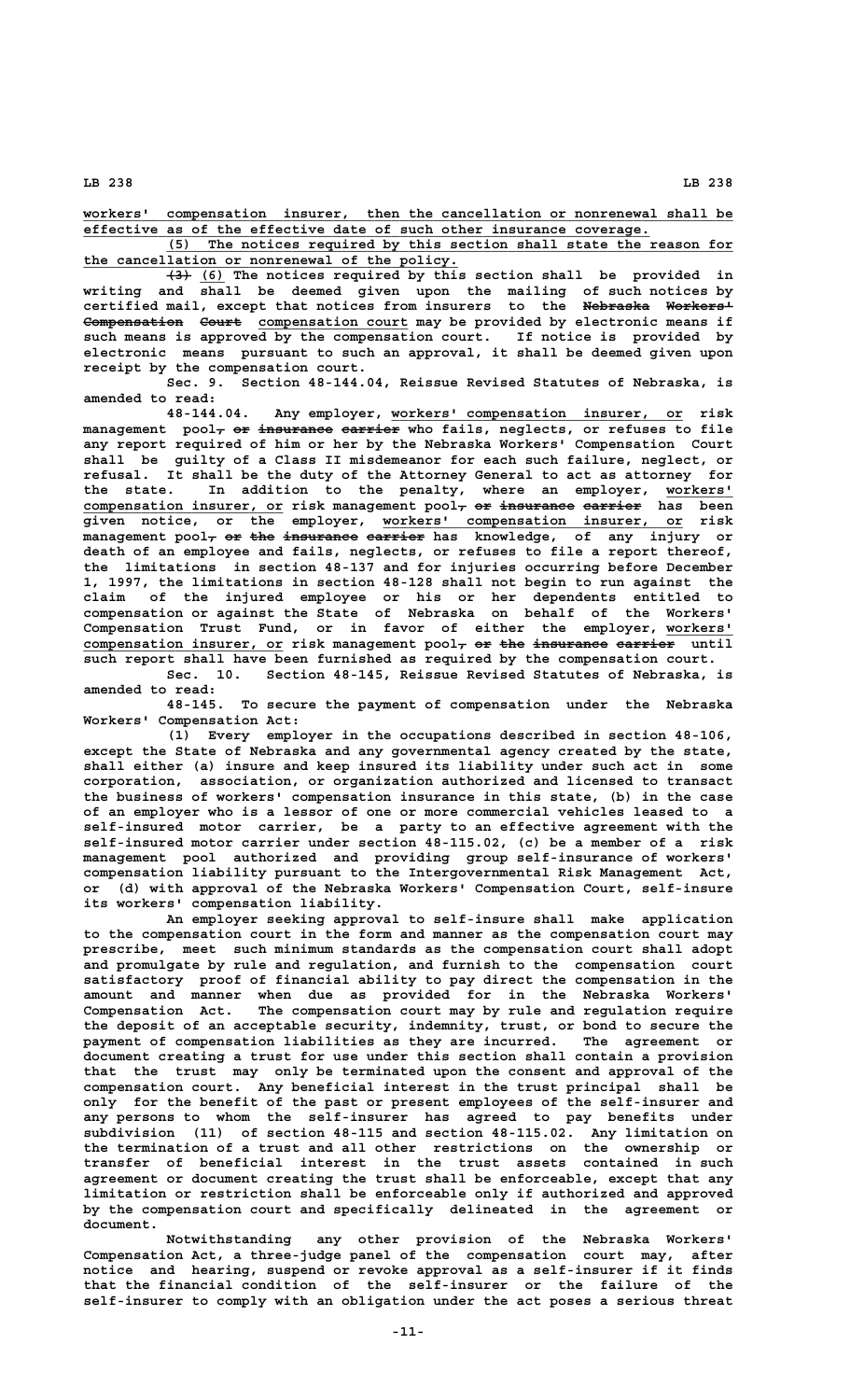workers' compensation insurer, then the cancellation or nonrenewal shall be effective as of the effective date of such other insurance coverage.

(5) The notices required by this section shall state the reason for the cancellation or nonrenewal of the policy.

~~(3)~~ (6) The notices required by this section shall be provided in writing and shall be deemed given upon the mailing of such notices by certified mail, except that notices from insurers to the ~~Nebraska Workers' Compensation Court~~ compensation court may be provided by electronic means if such means is approved by the compensation court. If notice is provided by electronic means pursuant to such an approval, it shall be deemed given upon receipt by the compensation court.

Sec. 9. Section 48-144.04, Reissue Revised Statutes of Nebraska, is amended to read:

48-144.04. Any employer, workers' compensation insurer, or risk management pool~~, or insurance carrier~~ who fails, neglects, or refuses to file any report required of him or her by the Nebraska Workers' Compensation Court shall be guilty of a Class II misdemeanor for each such failure, neglect, or refusal. It shall be the duty of the Attorney General to act as attorney for the state. In addition to the penalty, where an employer, workers' compensation insurer, or risk management pool~~, or insurance carrier~~ has been given notice, or the employer, workers' compensation insurer, or risk management pool~~, or the insurance carrier~~ has knowledge, of any injury or death of an employee and fails, neglects, or refuses to file a report thereof, the limitations in section 48-137 and for injuries occurring before December 1, 1997, the limitations in section 48-128 shall not begin to run against the claim of the injured employee or his or her dependents entitled to compensation or against the State of Nebraska on behalf of the Workers' Compensation Trust Fund, or in favor of either the employer, workers' compensation insurer, or risk management pool~~, or the insurance carrier~~ until such report shall have been furnished as required by the compensation court.

Sec. 10. Section 48-145, Reissue Revised Statutes of Nebraska, is amended to read:

48-145. To secure the payment of compensation under the Nebraska Workers' Compensation Act:

(1) Every employer in the occupations described in section 48-106, except the State of Nebraska and any governmental agency created by the state, shall either (a) insure and keep insured its liability under such act in some corporation, association, or organization authorized and licensed to transact the business of workers' compensation insurance in this state, (b) in the case of an employer who is a lessor of one or more commercial vehicles leased to a self-insured motor carrier, be a party to an effective agreement with the self-insured motor carrier under section 48-115.02, (c) be a member of a risk management pool authorized and providing group self-insurance of workers' compensation liability pursuant to the Intergovernmental Risk Management Act, or (d) with approval of the Nebraska Workers' Compensation Court, self-insure its workers' compensation liability.

An employer seeking approval to self-insure shall make application to the compensation court in the form and manner as the compensation court may prescribe, meet such minimum standards as the compensation court shall adopt and promulgate by rule and regulation, and furnish to the compensation court satisfactory proof of financial ability to pay direct the compensation in the amount and manner when due as provided for in the Nebraska Workers' Compensation Act. The compensation court may by rule and regulation require the deposit of an acceptable security, indemnity, trust, or bond to secure the payment of compensation liabilities as they are incurred. The agreement or document creating a trust for use under this section shall contain a provision that the trust may only be terminated upon the consent and approval of the compensation court. Any beneficial interest in the trust principal shall be only for the benefit of the past or present employees of the self-insurer and any persons to whom the self-insurer has agreed to pay benefits under subdivision (11) of section 48-115 and section 48-115.02. Any limitation on the termination of a trust and all other restrictions on the ownership or transfer of beneficial interest in the trust assets contained in such agreement or document creating the trust shall be enforceable, except that any limitation or restriction shall be enforceable only if authorized and approved by the compensation court and specifically delineated in the agreement or document.

Notwithstanding any other provision of the Nebraska Workers' Compensation Act, a three-judge panel of the compensation court may, after notice and hearing, suspend or revoke approval as a self-insurer if it finds that the financial condition of the self-insurer or the failure of the self-insurer to comply with an obligation under the act poses a serious threat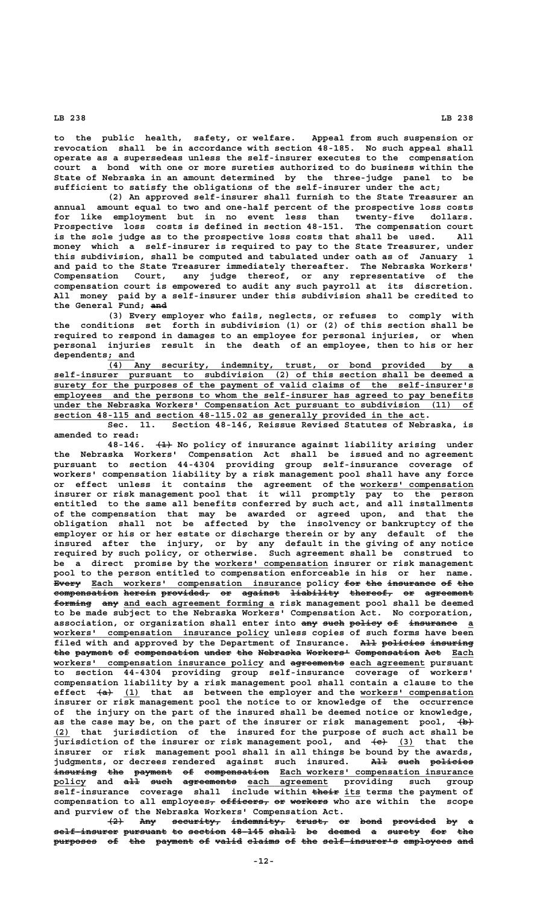to the public health, safety, or welfare. Appeal from such suspension or revocation shall be in accordance with section 48-185. No such appeal shall operate as a supersedeas unless the self-insurer executes to the compensation court a bond with one or more sureties authorized to do business within the State of Nebraska in an amount determined by the three-judge panel to be sufficient to satisfy the obligations of the self-insurer under the act;

(2) An approved self-insurer shall furnish to the State Treasurer an annual amount equal to two and one-half percent of the prospective loss costs for like employment but in no event less than twenty-five dollars. Prospective loss costs is defined in section 48-151. The compensation court is the sole judge as to the prospective loss costs that shall be used. All money which a self-insurer is required to pay to the State Treasurer, under this subdivision, shall be computed and tabulated under oath as of January 1 and paid to the State Treasurer immediately thereafter. The Nebraska Workers' Compensation Court, any judge thereof, or any representative of the compensation court is empowered to audit any such payroll at its discretion. All money paid by a self-insurer under this subdivision shall be credited to the General Fund; ~~and~~

(3) Every employer who fails, neglects, or refuses to comply with the conditions set forth in subdivision (1) or (2) of this section shall be required to respond in damages to an employee for personal injuries, or when personal injuries result in the death of an employee, then to his or her dependents; and

(4) Any security, indemnity, trust, or bond provided by a self-insurer pursuant to subdivision (2) of this section shall be deemed a surety for the purposes of the payment of valid claims of the self-insurer's employees and the persons to whom the self-insurer has agreed to pay benefits under the Nebraska Workers' Compensation Act pursuant to subdivision (11) of section 48-115 and section 48-115.02 as generally provided in the act.

Sec. 11. Section 48-146, Reissue Revised Statutes of Nebraska, is amended to read:

48-146. ~~(1)~~ No policy of insurance against liability arising under the Nebraska Workers' Compensation Act shall be issued and no agreement pursuant to section 44-4304 providing group self-insurance coverage of workers' compensation liability by a risk management pool shall have any force or effect unless it contains the agreement of the workers' compensation insurer or risk management pool that it will promptly pay to the person entitled to the same all benefits conferred by such act, and all installments of the compensation that may be awarded or agreed upon, and that the obligation shall not be affected by the insolvency or bankruptcy of the employer or his or her estate or discharge therein or by any default of the insured after the injury, or by any default in the giving of any notice required by such policy, or otherwise. Such agreement shall be construed to be a direct promise by the workers' compensation insurer or risk management pool to the person entitled to compensation enforceable in his or her name. ~~Every~~ Each workers' compensation insurance policy ~~for the insurance of the compensation herein provided, or against liability thereof, or agreement forming any~~ and each agreement forming a risk management pool shall be deemed to be made subject to the Nebraska Workers' Compensation Act. No corporation, association, or organization shall enter into ~~any such policy of insurance~~ a workers' compensation insurance policy unless copies of such forms have been filed with and approved by the Department of Insurance. ~~All policies insuring the payment of compensation under the Nebraska Workers' Compensation Act~~ Each workers' compensation insurance policy and ~~agreements~~ each agreement pursuant to section 44-4304 providing group self-insurance coverage of workers' compensation liability by a risk management pool shall contain a clause to the effect ~~(a)~~ (1) that as between the employer and the workers' compensation insurer or risk management pool the notice to or knowledge of the occurrence of the injury on the part of the insured shall be deemed notice or knowledge, as the case may be, on the part of the insurer or risk management pool, ~~(b)~~ (2) that jurisdiction of the insured for the purpose of such act shall be jurisdiction of the insurer or risk management pool, and ~~(c)~~ (3) that the insurer or risk management pool shall in all things be bound by the awards, judgments, or decrees rendered against such insured. ~~All such policies insuring the payment of compensation~~ Each workers' compensation insurance policy and ~~all such agreements~~ each agreement providing such group self-insurance coverage shall include within ~~their~~ its terms the payment of compensation to all employees~~, officers, or workers~~ who are within the scope and purview of the Nebraska Workers' Compensation Act.

~~(2) Any security, indemnity, trust, or bond provided by a self-insurer pursuant to section 48-145 shall be deemed a surety for the purposes of the payment of valid claims of the self-insurer's employees and~~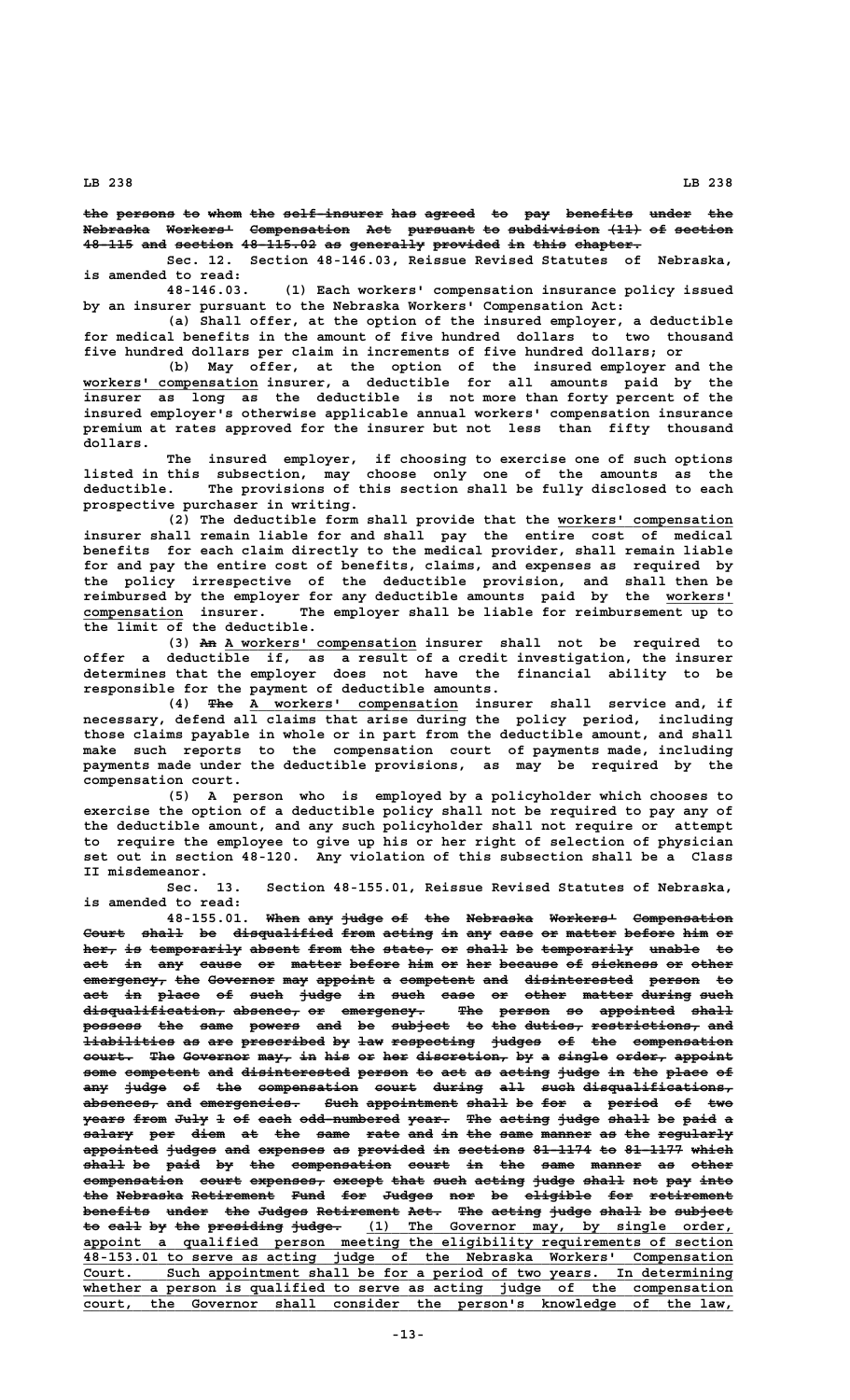~~the persons to whom the self-insurer has agreed to pay benefits under the Nebraska Workers' Compensation Act pursuant to subdivision (11) of section 48-115 and section 48-115.02 as generally provided in this chapter.~~

Sec. 12. Section 48-146.03, Reissue Revised Statutes of Nebraska, is amended to read:

48-146.03. (1) Each workers' compensation insurance policy issued by an insurer pursuant to the Nebraska Workers' Compensation Act:

(a) Shall offer, at the option of the insured employer, a deductible for medical benefits in the amount of five hundred dollars to two thousand five hundred dollars per claim in increments of five hundred dollars; or

(b) May offer, at the option of the insured employer and the workers' compensation insurer, a deductible for all amounts paid by the insurer as long as the deductible is not more than forty percent of the insured employer's otherwise applicable annual workers' compensation insurance premium at rates approved for the insurer but not less than fifty thousand dollars.

The insured employer, if choosing to exercise one of such options listed in this subsection, may choose only one of the amounts as the deductible. The provisions of this section shall be fully disclosed to each prospective purchaser in writing.

(2) The deductible form shall provide that the workers' compensation insurer shall remain liable for and shall pay the entire cost of medical benefits for each claim directly to the medical provider, shall remain liable for and pay the entire cost of benefits, claims, and expenses as required by the policy irrespective of the deductible provision, and shall then be reimbursed by the employer for any deductible amounts paid by the workers' compensation insurer. The employer shall be liable for reimbursement up to the limit of the deductible.

(3) ~~An~~ A workers' compensation insurer shall not be required to offer a deductible if, as a result of a credit investigation, the insurer determines that the employer does not have the financial ability to be responsible for the payment of deductible amounts.

(4) ~~The~~ A workers' compensation insurer shall service and, if necessary, defend all claims that arise during the policy period, including those claims payable in whole or in part from the deductible amount, and shall make such reports to the compensation court of payments made, including payments made under the deductible provisions, as may be required by the compensation court.

(5) A person who is employed by a policyholder which chooses to exercise the option of a deductible policy shall not be required to pay any of the deductible amount, and any such policyholder shall not require or attempt to require the employee to give up his or her right of selection of physician set out in section 48-120. Any violation of this subsection shall be a Class II misdemeanor.

Sec. 13. Section 48-155.01, Reissue Revised Statutes of Nebraska, is amended to read:

48-155.01. ~~When any judge of the Nebraska Workers' Compensation Court shall be disqualified from acting in any case or matter before him or her, is temporarily absent from the state, or shall be temporarily unable to act in any cause or matter before him or her because of sickness or other emergency, the Governor may appoint a competent and disinterested person to act in place of such judge in such case or other matter during such disqualification, absence, or emergency. The person so appointed shall possess the same powers and be subject to the duties, restrictions, and liabilities as are prescribed by law respecting judges of the compensation court. The Governor may, in his or her discretion, by a single order, appoint some competent and disinterested person to act as acting judge in the place of any judge of the compensation court during all such disqualifications, absences, and emergencies. Such appointment shall be for a period of two years from July 1 of each odd-numbered year. The acting judge shall be paid a salary per diem at the same rate and in the same manner as the regularly appointed judges and expenses as provided in sections 81-1174 to 81-1177 which shall be paid by the compensation court in the same manner as other compensation court expenses, except that such acting judge shall not pay into the Nebraska Retirement Fund for Judges nor be eligible for retirement benefits under the Judges Retirement Act. The acting judge shall be subject to call by the presiding judge.~~ (1) The Governor may, by single order, appoint a qualified person meeting the eligibility requirements of section 48-153.01 to serve as acting judge of the Nebraska Workers' Compensation Court. Such appointment shall be for a period of two years. In determining whether a person is qualified to serve as acting judge of the compensation court, the Governor shall consider the person's knowledge of the law,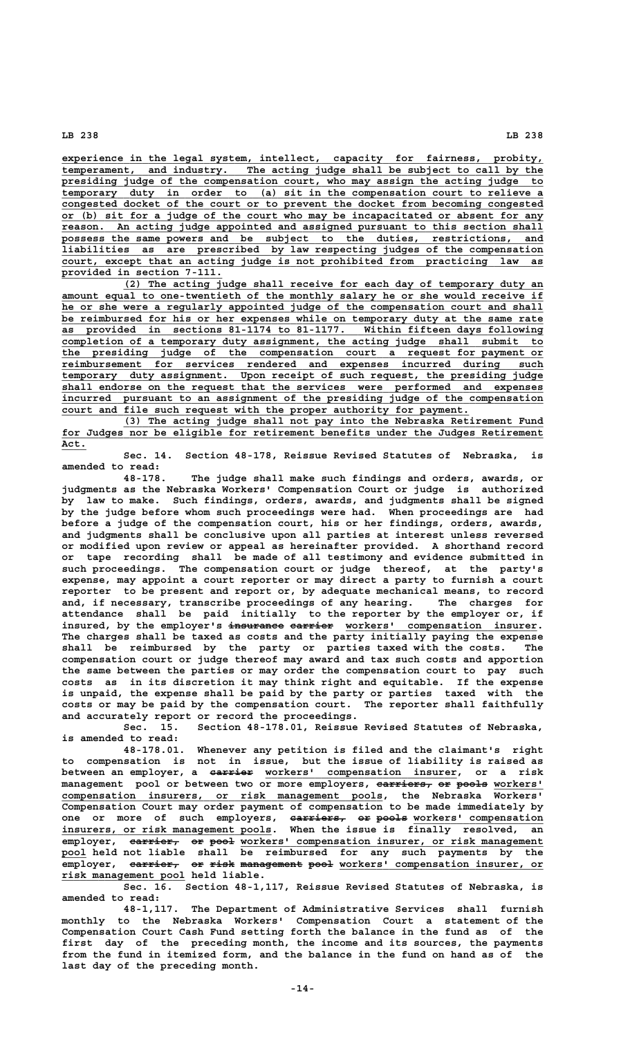experience in the legal system, intellect, capacity for fairness, probity, temperament, and industry. The acting judge shall be subject to call by the presiding judge of the compensation court, who may assign the acting judge to temporary duty in order to (a) sit in the compensation court to relieve a congested docket of the court or to prevent the docket from becoming congested or (b) sit for a judge of the court who may be incapacitated or absent for any reason. An acting judge appointed and assigned pursuant to this section shall possess the same powers and be subject to the duties, restrictions, and liabilities as are prescribed by law respecting judges of the compensation court, except that an acting judge is not prohibited from practicing law as provided in section 7-111.

(2) The acting judge shall receive for each day of temporary duty an amount equal to one-twentieth of the monthly salary he or she would receive if he or she were a regularly appointed judge of the compensation court and shall be reimbursed for his or her expenses while on temporary duty at the same rate as provided in sections 81-1174 to 81-1177. Within fifteen days following completion of a temporary duty assignment, the acting judge shall submit to the presiding judge of the compensation court a request for payment or reimbursement for services rendered and expenses incurred during such temporary duty assignment. Upon receipt of such request, the presiding judge shall endorse on the request that the services were performed and expenses incurred pursuant to an assignment of the presiding judge of the compensation court and file such request with the proper authority for payment.

(3) The acting judge shall not pay into the Nebraska Retirement Fund for Judges nor be eligible for retirement benefits under the Judges Retirement Act.

Sec. 14. Section 48-178, Reissue Revised Statutes of Nebraska, is amended to read:

48-178. The judge shall make such findings and orders, awards, or judgments as the Nebraska Workers' Compensation Court or judge is authorized by law to make. Such findings, orders, awards, and judgments shall be signed by the judge before whom such proceedings were had. When proceedings are had before a judge of the compensation court, his or her findings, orders, awards, and judgments shall be conclusive upon all parties at interest unless reversed or modified upon review or appeal as hereinafter provided. A shorthand record or tape recording shall be made of all testimony and evidence submitted in such proceedings. The compensation court or judge thereof, at the party's expense, may appoint a court reporter or may direct a party to furnish a court reporter to be present and report or, by adequate mechanical means, to record and, if necessary, transcribe proceedings of any hearing. The charges for attendance shall be paid initially to the reporter by the employer or, if insured, by the employer's ~~insurance carrier~~ workers' compensation insurer. The charges shall be taxed as costs and the party initially paying the expense shall be reimbursed by the party or parties taxed with the costs. The compensation court or judge thereof may award and tax such costs and apportion the same between the parties or may order the compensation court to pay such costs as in its discretion it may think right and equitable. If the expense is unpaid, the expense shall be paid by the party or parties taxed with the costs or may be paid by the compensation court. The reporter shall faithfully and accurately report or record the proceedings.

Sec. 15. Section 48-178.01, Reissue Revised Statutes of Nebraska, is amended to read:

48-178.01. Whenever any petition is filed and the claimant's right to compensation is not in issue, but the issue of liability is raised as between an employer, a ~~carrier~~ workers' compensation insurer, or a risk management pool or between two or more employers, ~~carriers, or pools~~ workers' compensation insurers, or risk management pools, the Nebraska Workers' Compensation Court may order payment of compensation to be made immediately by one or more of such employers, ~~carriers, or pools~~ workers' compensation insurers, or risk management pools. When the issue is finally resolved, an employer, ~~carrier, or pool~~ workers' compensation insurer, or risk management pool held not liable shall be reimbursed for any such payments by the employer, ~~carrier, or risk management pool~~ workers' compensation insurer, or risk management pool held liable.

Sec. 16. Section 48-1,117, Reissue Revised Statutes of Nebraska, is amended to read:

48-1,117. The Department of Administrative Services shall furnish monthly to the Nebraska Workers' Compensation Court a statement of the Compensation Court Cash Fund setting forth the balance in the fund as of the first day of the preceding month, the income and its sources, the payments from the fund in itemized form, and the balance in the fund on hand as of the last day of the preceding month.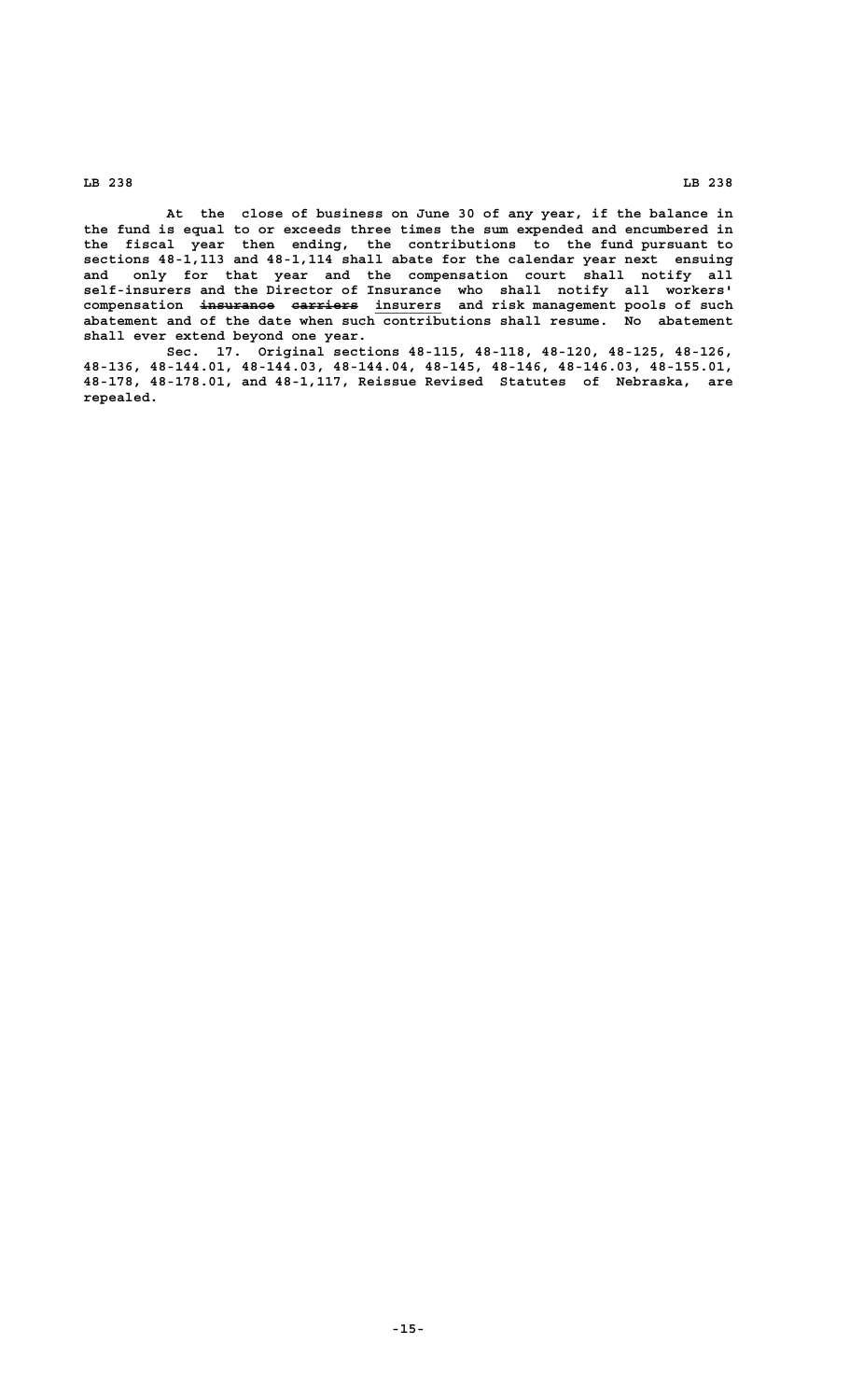At the close of business on June 30 of any year, if the balance in the fund is equal to or exceeds three times the sum expended and encumbered in the fiscal year then ending, the contributions to the fund pursuant to sections 48-1,113 and 48-1,114 shall abate for the calendar year next ensuing and only for that year and the compensation court shall notify all self-insurers and the Director of Insurance who shall notify all workers' compensation ~~insurance carriers~~ insurers and risk management pools of such abatement and of the date when such contributions shall resume. No abatement shall ever extend beyond one year.

Sec. 17. Original sections 48-115, 48-118, 48-120, 48-125, 48-126, 48-136, 48-144.01, 48-144.03, 48-144.04, 48-145, 48-146, 48-146.03, 48-155.01, 48-178, 48-178.01, and 48-1,117, Reissue Revised Statutes of Nebraska, are repealed.